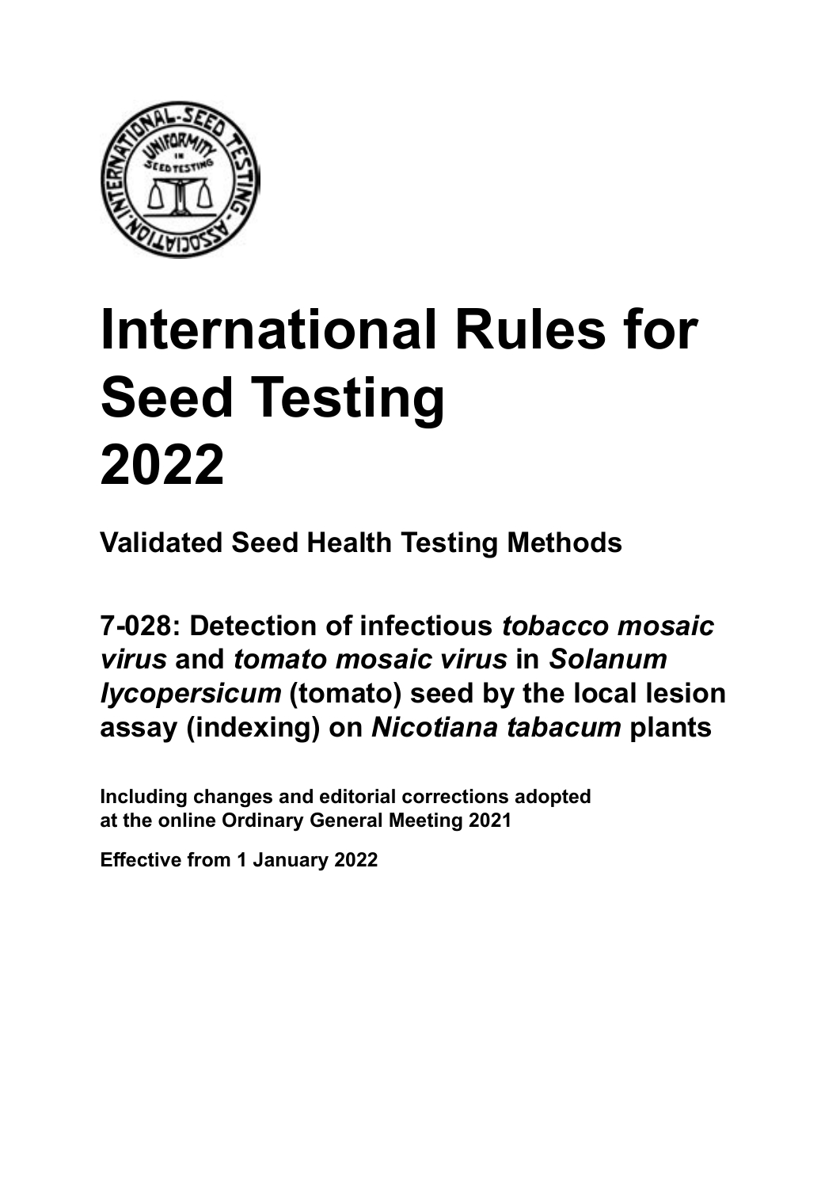# International Rules for Seed Testing 2022

**Validated Seed Health Testing Methods**

## 7-028: Detection of infectious *tobacco mosaic virus* and *tomato mosaic virus* in *Solanum lycopersicum* (tomato) seed by the local lesion assay (indexing) on *Nicotiana tabacum* plants

**Including changes and editorial corrections adopted at the online Ordinary General Meeting 2021**

**Effective from 1 January 2022**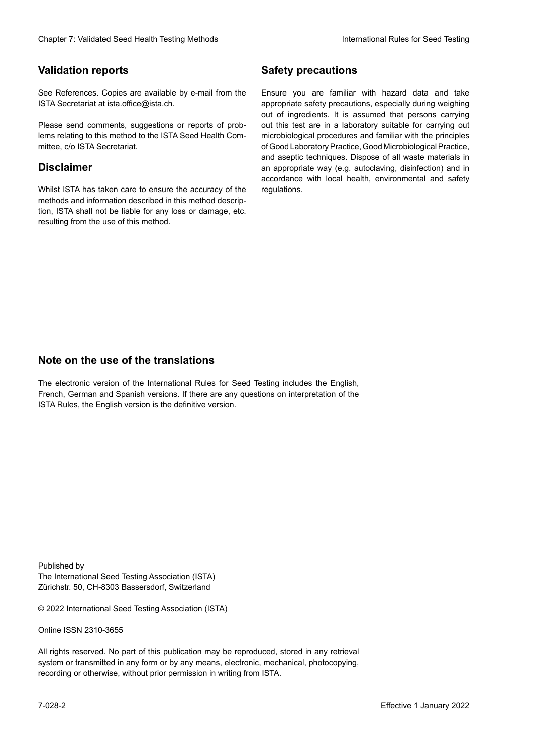## Validation reports

See References. Copies are available by e-mail from the ISTA Secretariat at ista.office@ista.ch.

Please send comments, suggestions or reports of problems relating to this method to the ISTA Seed Health Committee, c/o ISTA Secretariat.

## Disclaimer

Whilst ISTA has taken care to ensure the accuracy of the methods and information described in this method description, ISTA shall not be liable for any loss or damage, etc. resulting from the use of this method.

## Safety precautions

Ensure you are familiar with hazard data and take appropriate safety precautions, especially during weighing out of ingredients. It is assumed that persons carrying out this test are in a laboratory suitable for carrying out microbiological procedures and familiar with the principles of Good Laboratory Practice, Good Microbiological Practice, and aseptic techniques. Dispose of all waste materials in an appropriate way (e.g. autoclaving, disinfection) and in accordance with local health, environmental and safety regulations.

## Note on the use of the translations

The electronic version of the International Rules for Seed Testing includes the English, French, German and Spanish versions. If there are any questions on interpretation of the ISTA Rules, the English version is the definitive version.

Published by
The International Seed Testing Association (ISTA)
Zürichstr. 50, CH-8303 Bassersdorf, Switzerland

© 2022 International Seed Testing Association (ISTA)

Online ISSN 2310-3655

All rights reserved. No part of this publication may be reproduced, stored in any retrieval system or transmitted in any form or by any means, electronic, mechanical, photocopying, recording or otherwise, without prior permission in writing from ISTA.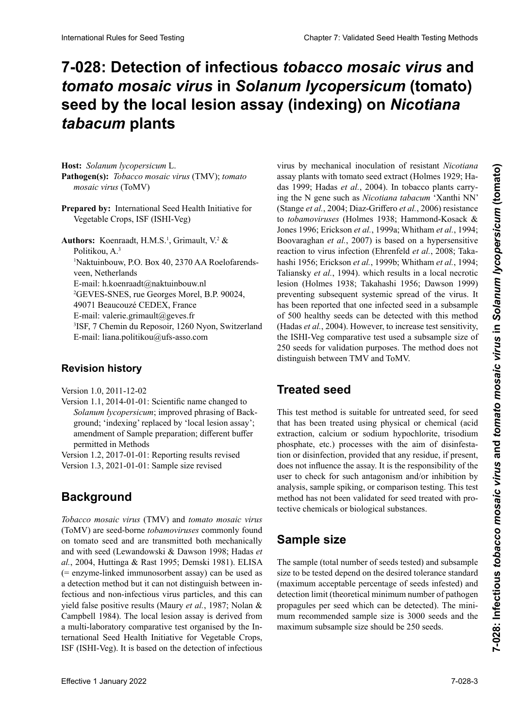# 7-028: Detection of infectious *tobacco mosaic virus* and *tomato mosaic virus* in *Solanum lycopersicum* (tomato) seed by the local lesion assay (indexing) on *Nicotiana tabacum* plants

**Host:** *Solanum lycopersicum* L.

**Pathogen(s):** *Tobacco mosaic virus* (TMV); *tomato mosaic virus* (ToMV)

**Prepared by:** International Seed Health Initiative for Vegetable Crops, ISF (ISHI-Veg)

**Authors:** Koenraadt, H.M.S.[1], Grimault, V.[2] & Politikou, A.[3]

[1]Naktuinbouw, P.O. Box 40, 2370 AA Roelofarendsveen, Netherlands
E-mail: h.koenraadt@naktuinbouw.nl

[2]GEVES-SNES, rue Georges Morel, B.P. 90024, 49071 Beaucouzé CEDEX, France
E-mail: valerie.grimault@geves.fr

[3]ISF, 7 Chemin du Reposoir, 1260 Nyon, Switzerland
E-mail: liana.politikou@ufs-asso.com

## Revision history

Version 1.0, 2011-12-02

Version 1.1, 2014-01-01: Scientific name changed to *Solanum lycopersicum*; improved phrasing of Background; 'indexing' replaced by 'local lesion assay'; amendment of Sample preparation; different buffer permitted in Methods

Version 1.2, 2017-01-01: Reporting results revised

Version 1.3, 2021-01-01: Sample size revised

## Background

*Tobacco mosaic virus* (TMV) and *tomato mosaic virus* (ToMV) are seed-borne *tobamoviruses* commonly found on tomato seed and are transmitted both mechanically and with seed (Lewandowski & Dawson 1998; Hadas *et al.*, 2004, Huttinga & Rast 1995; Demski 1981). ELISA (= enzyme-linked immunosorbent assay) can be used as a detection method but it can not distinguish between infectious and non-infectious virus particles, and this can yield false positive results (Maury *et al.*, 1987; Nolan & Campbell 1984). The local lesion assay is derived from a multi-laboratory comparative test organised by the International Seed Health Initiative for Vegetable Crops, ISF (ISHI-Veg). It is based on the detection of infectious virus by mechanical inoculation of resistant *Nicotiana* assay plants with tomato seed extract (Holmes 1929; Hadas 1999; Hadas *et al.*, 2004). In tobacco plants carrying the N gene such as *Nicotiana tabacum* 'Xanthi NN' (Stange *et al.*, 2004; Diaz-Griffero *et al.*, 2006) resistance to *tobamoviruses* (Holmes 1938; Hammond-Kosack & Jones 1996; Erickson *et al.*, 1999a; Whitham *et al.*, 1994; Boovaraghan *et al.*, 2007) is based on a hypersensitive reaction to virus infection (Ehrenfeld *et al.*, 2008; Takahashi 1956; Erickson *et al.*, 1999b; Whitham *et al.*, 1994; Taliansky *et al.*, 1994). which results in a local necrotic lesion (Holmes 1938; Takahashi 1956; Dawson 1999) preventing subsequent systemic spread of the virus. It has been reported that one infected seed in a subsample of 500 healthy seeds can be detected with this method (Hadas *et al.*, 2004). However, to increase test sensitivity, the ISHI-Veg comparative test used a subsample size of 250 seeds for validation purposes. The method does not distinguish between TMV and ToMV.

## Treated seed

This test method is suitable for untreated seed, for seed that has been treated using physical or chemical (acid extraction, calcium or sodium hypochlorite, trisodium phosphate, etc.) processes with the aim of disinfestation or disinfection, provided that any residue, if present, does not influence the assay. It is the responsibility of the user to check for such antagonism and/or inhibition by analysis, sample spiking, or comparison testing. This test method has not been validated for seed treated with protective chemicals or biological substances.

## Sample size

The sample (total number of seeds tested) and subsample size to be tested depend on the desired tolerance standard (maximum acceptable percentage of seeds infested) and detection limit (theoretical minimum number of pathogen propagules per seed which can be detected). The minimum recommended sample size is 3000 seeds and the maximum subsample size should be 250 seeds.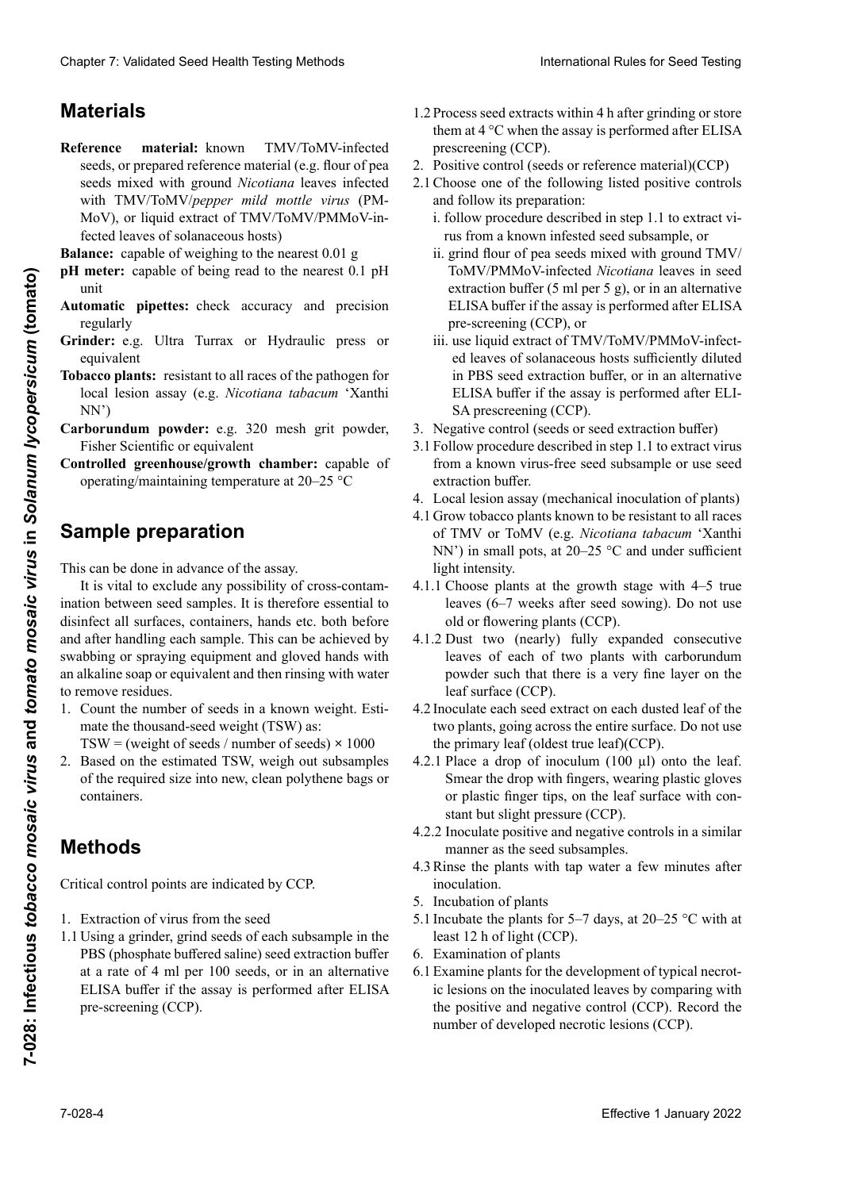## Materials

**Reference material:** known TMV/ToMV-infected seeds, or prepared reference material (e.g. flour of pea seeds mixed with ground *Nicotiana* leaves infected with TMV/ToMV/*pepper mild mottle virus* (PMMoV), or liquid extract of TMV/ToMV/PMMoV-infected leaves of solanaceous hosts)

**Balance:** capable of weighing to the nearest 0.01 g

**pH meter:** capable of being read to the nearest 0.1 pH unit

**Automatic pipettes:** check accuracy and precision regularly

**Grinder:** e.g. Ultra Turrax or Hydraulic press or equivalent

**Tobacco plants:** resistant to all races of the pathogen for local lesion assay (e.g. *Nicotiana tabacum* 'Xanthi NN')

**Carborundum powder:** e.g. 320 mesh grit powder, Fisher Scientific or equivalent

**Controlled greenhouse/growth chamber:** capable of operating/maintaining temperature at 20–25 °C

## Sample preparation

This can be done in advance of the assay.

It is vital to exclude any possibility of cross-contamination between seed samples. It is therefore essential to disinfect all surfaces, containers, hands etc. both before and after handling each sample. This can be achieved by swabbing or spraying equipment and gloved hands with an alkaline soap or equivalent and then rinsing with water to remove residues.

1. Count the number of seeds in a known weight. Estimate the thousand-seed weight (TSW) as:
   TSW = (weight of seeds / number of seeds) × 1000
2. Based on the estimated TSW, weigh out subsamples of the required size into new, clean polythene bags or containers.

## Methods

Critical control points are indicated by CCP.

1. Extraction of virus from the seed

1.1 Using a grinder, grind seeds of each subsample in the PBS (phosphate buffered saline) seed extraction buffer at a rate of 4 ml per 100 seeds, or in an alternative ELISA buffer if the assay is performed after ELISA pre-screening (CCP).

1.2 Process seed extracts within 4 h after grinding or store them at 4 °C when the assay is performed after ELISA prescreening (CCP).

2. Positive control (seeds or reference material)(CCP)

2.1 Choose one of the following listed positive controls and follow its preparation:
   i. follow procedure described in step 1.1 to extract virus from a known infested seed subsample, or
   ii. grind flour of pea seeds mixed with ground TMV/ToMV/PMMoV-infected *Nicotiana* leaves in seed extraction buffer (5 ml per 5 g), or in an alternative ELISA buffer if the assay is performed after ELISA pre-screening (CCP), or
   iii. use liquid extract of TMV/ToMV/PMMoV-infected leaves of solanaceous hosts sufficiently diluted in PBS seed extraction buffer, or in an alternative ELISA buffer if the assay is performed after ELISA prescreening (CCP).

3. Negative control (seeds or seed extraction buffer)

3.1 Follow procedure described in step 1.1 to extract virus from a known virus-free seed subsample or use seed extraction buffer.

4. Local lesion assay (mechanical inoculation of plants)

4.1 Grow tobacco plants known to be resistant to all races of TMV or ToMV (e.g. *Nicotiana tabacum* 'Xanthi NN') in small pots, at 20–25 °C and under sufficient light intensity.

4.1.1 Choose plants at the growth stage with 4–5 true leaves (6–7 weeks after seed sowing). Do not use old or flowering plants (CCP).

4.1.2 Dust two (nearly) fully expanded consecutive leaves of each of two plants with carborundum powder such that there is a very fine layer on the leaf surface (CCP).

4.2 Inoculate each seed extract on each dusted leaf of the two plants, going across the entire surface. Do not use the primary leaf (oldest true leaf)(CCP).

4.2.1 Place a drop of inoculum (100 µl) onto the leaf. Smear the drop with fingers, wearing plastic gloves or plastic finger tips, on the leaf surface with constant but slight pressure (CCP).

4.2.2 Inoculate positive and negative controls in a similar manner as the seed subsamples.

4.3 Rinse the plants with tap water a few minutes after inoculation.

5. Incubation of plants

5.1 Incubate the plants for 5–7 days, at 20–25 °C with at least 12 h of light (CCP).

6. Examination of plants

6.1 Examine plants for the development of typical necrotic lesions on the inoculated leaves by comparing with the positive and negative control (CCP). Record the number of developed necrotic lesions (CCP).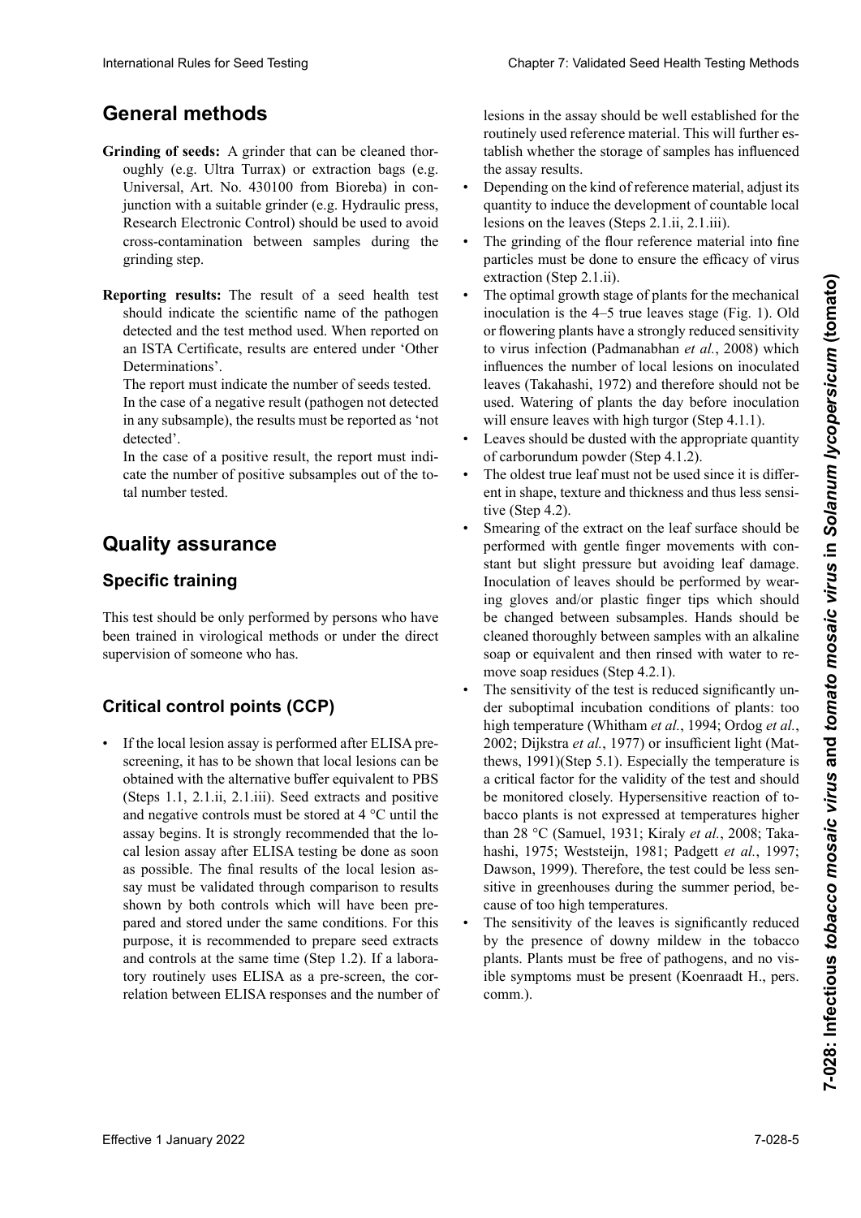# General methods

**Grinding of seeds:** A grinder that can be cleaned thoroughly (e.g. Ultra Turrax) or extraction bags (e.g. Universal, Art. No. 430100 from Bioreba) in conjunction with a suitable grinder (e.g. Hydraulic press, Research Electronic Control) should be used to avoid cross-contamination between samples during the grinding step.

**Reporting results:** The result of a seed health test should indicate the scientific name of the pathogen detected and the test method used. When reported on an ISTA Certificate, results are entered under 'Other Determinations'.

The report must indicate the number of seeds tested.

In the case of a negative result (pathogen not detected in any subsample), the results must be reported as 'not detected'.

In the case of a positive result, the report must indicate the number of positive subsamples out of the total number tested.

# Quality assurance

## Specific training

This test should be only performed by persons who have been trained in virological methods or under the direct supervision of someone who has.

## Critical control points (CCP)

- If the local lesion assay is performed after ELISA prescreening, it has to be shown that local lesions can be obtained with the alternative buffer equivalent to PBS (Steps 1.1, 2.1.ii, 2.1.iii). Seed extracts and positive and negative controls must be stored at 4 °C until the assay begins. It is strongly recommended that the local lesion assay after ELISA testing be done as soon as possible. The final results of the local lesion assay must be validated through comparison to results shown by both controls which will have been prepared and stored under the same conditions. For this purpose, it is recommended to prepare seed extracts and controls at the same time (Step 1.2). If a laboratory routinely uses ELISA as a pre-screen, the correlation between ELISA responses and the number of lesions in the assay should be well established for the routinely used reference material. This will further establish whether the storage of samples has influenced the assay results.
- Depending on the kind of reference material, adjust its quantity to induce the development of countable local lesions on the leaves (Steps 2.1.ii, 2.1.iii).
- The grinding of the flour reference material into fine particles must be done to ensure the efficacy of virus extraction (Step 2.1.ii).
- The optimal growth stage of plants for the mechanical inoculation is the 4–5 true leaves stage (Fig. 1). Old or flowering plants have a strongly reduced sensitivity to virus infection (Padmanabhan *et al.*, 2008) which influences the number of local lesions on inoculated leaves (Takahashi, 1972) and therefore should not be used. Watering of plants the day before inoculation will ensure leaves with high turgor (Step 4.1.1).
- Leaves should be dusted with the appropriate quantity of carborundum powder (Step 4.1.2).
- The oldest true leaf must not be used since it is different in shape, texture and thickness and thus less sensitive (Step 4.2).
- Smearing of the extract on the leaf surface should be performed with gentle finger movements with constant but slight pressure but avoiding leaf damage. Inoculation of leaves should be performed by wearing gloves and/or plastic finger tips which should be changed between subsamples. Hands should be cleaned thoroughly between samples with an alkaline soap or equivalent and then rinsed with water to remove soap residues (Step 4.2.1).
- The sensitivity of the test is reduced significantly under suboptimal incubation conditions of plants: too high temperature (Whitham *et al.*, 1994; Ordog *et al.*, 2002; Dijkstra *et al.*, 1977) or insufficient light (Matthews, 1991)(Step 5.1). Especially the temperature is a critical factor for the validity of the test and should be monitored closely. Hypersensitive reaction of tobacco plants is not expressed at temperatures higher than 28 °C (Samuel, 1931; Kiraly *et al.*, 2008; Takahashi, 1975; Weststeijn, 1981; Padgett *et al.*, 1997; Dawson, 1999). Therefore, the test could be less sensitive in greenhouses during the summer period, because of too high temperatures.
- The sensitivity of the leaves is significantly reduced by the presence of downy mildew in the tobacco plants. Plants must be free of pathogens, and no visible symptoms must be present (Koenraadt H., pers. comm.).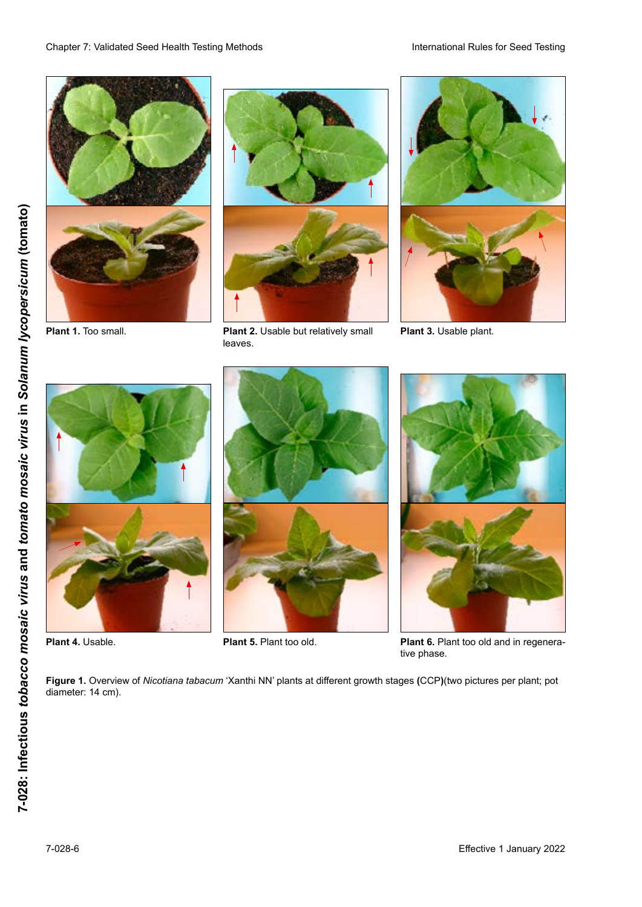**Plant 1.** Too small.

**Plant 2.** Usable but relatively small leaves.

**Plant 3.** Usable plant.

**Plant 4.** Usable.

**Plant 5.** Plant too old.

**Plant 6.** Plant too old and in regenerative phase.

**Figure 1.** Overview of *Nicotiana tabacum* 'Xanthi NN' plants at different growth stages **(**CCP**)**(two pictures per plant; pot diameter: 14 cm).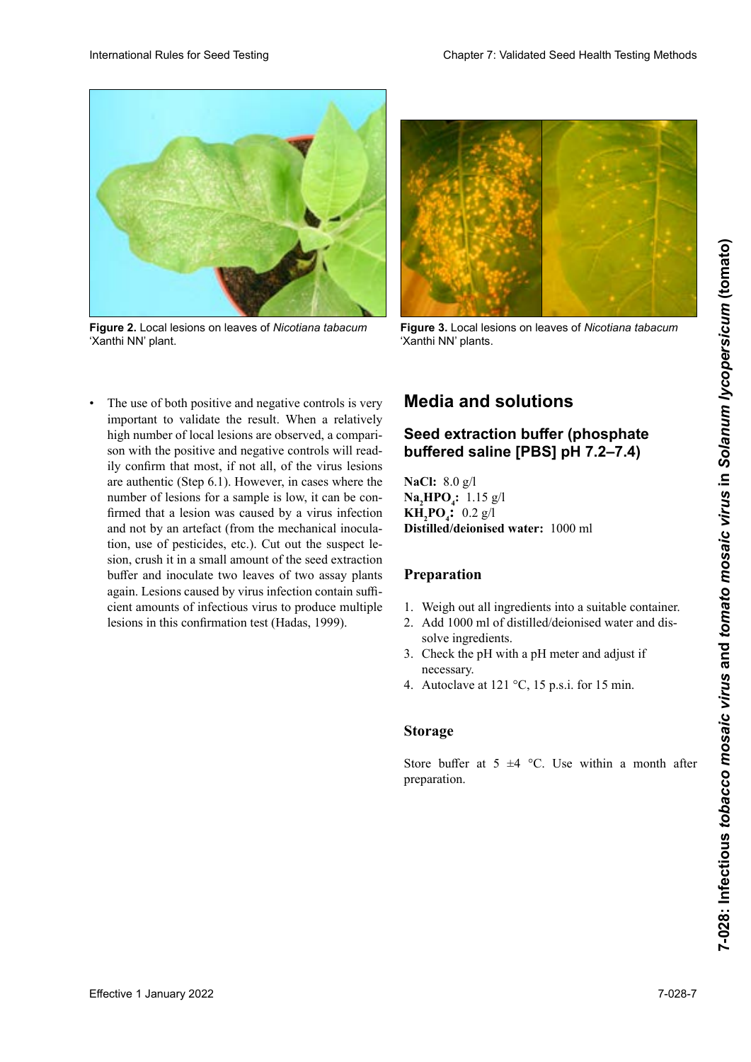Figure 2. Local lesions on leaves of *Nicotiana tabacum* 'Xanthi NN' plant.

Figure 3. Local lesions on leaves of *Nicotiana tabacum* 'Xanthi NN' plants.

- The use of both positive and negative controls is very important to validate the result. When a relatively high number of local lesions are observed, a comparison with the positive and negative controls will readily confirm that most, if not all, of the virus lesions are authentic (Step 6.1). However, in cases where the number of lesions for a sample is low, it can be confirmed that a lesion was caused by a virus infection and not by an artefact (from the mechanical inoculation, use of pesticides, etc.). Cut out the suspect lesion, crush it in a small amount of the seed extraction buffer and inoculate two leaves of two assay plants again. Lesions caused by virus infection contain sufficient amounts of infectious virus to produce multiple lesions in this confirmation test (Hadas, 1999).

## Media and solutions

### Seed extraction buffer (phosphate buffered saline [PBS] pH 7.2–7.4)

**NaCl:** 8.0 g/l
**$Na_2HPO_4$:** 1.15 g/l
**$KH_2PO_4$:** 0.2 g/l
**Distilled/deionised water:** 1000 ml

### Preparation

1. Weigh out all ingredients into a suitable container.
2. Add 1000 ml of distilled/deionised water and dissolve ingredients.
3. Check the pH with a pH meter and adjust if necessary.
4. Autoclave at 121 °C, 15 p.s.i. for 15 min.

### Storage

Store buffer at 5 ±4 °C. Use within a month after preparation.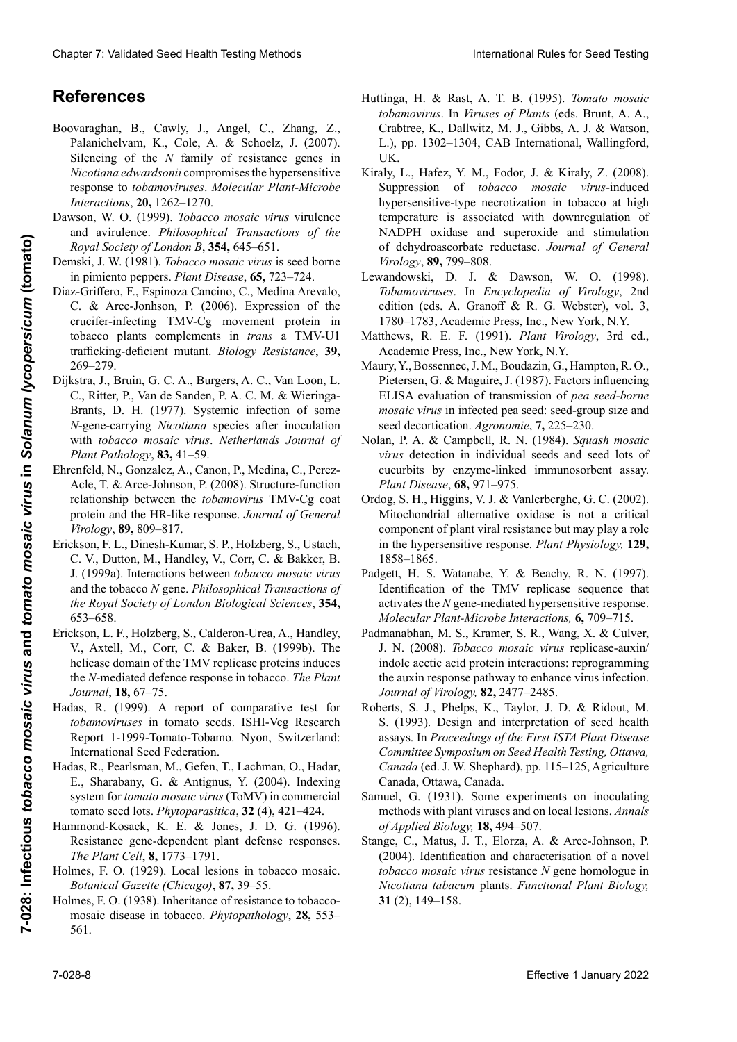# References

Boovaraghan, B., Cawly, J., Angel, C., Zhang, Z., Palanichelvam, K., Cole, A. & Schoelz, J. (2007). Silencing of the *N* family of resistance genes in *Nicotiana edwardsonii* compromises the hypersensitive response to *tobamoviruses*. *Molecular Plant-Microbe Interactions*, **20,** 1262–1270.

Dawson, W. O. (1999). *Tobacco mosaic virus* virulence and avirulence. *Philosophical Transactions of the Royal Society of London B*, **354,** 645–651.

Demski, J. W. (1981). *Tobacco mosaic virus* is seed borne in pimiento peppers. *Plant Disease*, **65,** 723–724.

Diaz-Griffero, F., Espinoza Cancino, C., Medina Arevalo, C. & Arce-Jonhson, P. (2006). Expression of the crucifer-infecting TMV-Cg movement protein in tobacco plants complements in *trans* a TMV-U1 trafficking-deficient mutant. *Biology Resistance*, **39,** 269–279.

Dijkstra, J., Bruin, G. C. A., Burgers, A. C., Van Loon, L. C., Ritter, P., Van de Sanden, P. A. C. M. & Wieringa-Brants, D. H. (1977). Systemic infection of some *N*-gene-carrying *Nicotiana* species after inoculation with *tobacco mosaic virus*. *Netherlands Journal of Plant Pathology*, **83,** 41–59.

Ehrenfeld, N., Gonzalez, A., Canon, P., Medina, C., Perez-Acle, T. & Arce-Johnson, P. (2008). Structure-function relationship between the *tobamovirus* TMV-Cg coat protein and the HR-like response. *Journal of General Virology*, **89,** 809–817.

Erickson, F. L., Dinesh-Kumar, S. P., Holzberg, S., Ustach, C. V., Dutton, M., Handley, V., Corr, C. & Bakker, B. J. (1999a). Interactions between *tobacco mosaic virus* and the tobacco *N* gene. *Philosophical Transactions of the Royal Society of London Biological Sciences*, **354,** 653–658.

Erickson, L. F., Holzberg, S., Calderon-Urea, A., Handley, V., Axtell, M., Corr, C. & Baker, B. (1999b). The helicase domain of the TMV replicase proteins induces the *N*-mediated defence response in tobacco. *The Plant Journal*, **18,** 67–75.

Hadas, R. (1999). A report of comparative test for *tobamoviruses* in tomato seeds. ISHI-Veg Research Report 1-1999-Tomato-Tobamo. Nyon, Switzerland: International Seed Federation.

Hadas, R., Pearlsman, M., Gefen, T., Lachman, O., Hadar, E., Sharabany, G. & Antignus, Y. (2004). Indexing system for *tomato mosaic virus* (ToMV) in commercial tomato seed lots. *Phytoparasitica*, **32** (4), 421–424.

Hammond-Kosack, K. E. & Jones, J. D. G. (1996). Resistance gene-dependent plant defense responses. *The Plant Cell*, **8,** 1773–1791.

Holmes, F. O. (1929). Local lesions in tobacco mosaic. *Botanical Gazette (Chicago)*, **87,** 39–55.

Holmes, F. O. (1938). Inheritance of resistance to tobacco-mosaic disease in tobacco. *Phytopathology*, **28,** 553–561.

Huttinga, H. & Rast, A. T. B. (1995). *Tomato mosaic tobamovirus*. In *Viruses of Plants* (eds. Brunt, A. A., Crabtree, K., Dallwitz, M. J., Gibbs, A. J. & Watson, L.), pp. 1302–1304, CAB International, Wallingford, UK.

Kiraly, L., Hafez, Y. M., Fodor, J. & Kiraly, Z. (2008). Suppression of *tobacco mosaic virus*-induced hypersensitive-type necrotization in tobacco at high temperature is associated with downregulation of NADPH oxidase and superoxide and stimulation of dehydroascorbate reductase. *Journal of General Virology*, **89,** 799–808.

Lewandowski, D. J. & Dawson, W. O. (1998). *Tobamoviruses*. In *Encyclopedia of Virology*, 2nd edition (eds. A. Granoff & R. G. Webster), vol. 3, 1780–1783, Academic Press, Inc., New York, N.Y.

Matthews, R. E. F. (1991). *Plant Virology*, 3rd ed., Academic Press, Inc., New York, N.Y.

Maury, Y., Bossennec, J. M., Boudazin, G., Hampton, R. O., Pietersen, G. & Maguire, J. (1987). Factors influencing ELISA evaluation of transmission of *pea seed-borne mosaic virus* in infected pea seed: seed-group size and seed decortication. *Agronomie*, **7,** 225–230.

Nolan, P. A. & Campbell, R. N. (1984). *Squash mosaic virus* detection in individual seeds and seed lots of cucurbits by enzyme-linked immunosorbent assay. *Plant Disease*, **68,** 971–975.

Ordog, S. H., Higgins, V. J. & Vanlerberghe, G. C. (2002). Mitochondrial alternative oxidase is not a critical component of plant viral resistance but may play a role in the hypersensitive response. *Plant Physiology,* **129,** 1858–1865.

Padgett, H. S. Watanabe, Y. & Beachy, R. N. (1997). Identification of the TMV replicase sequence that activates the *N* gene-mediated hypersensitive response. *Molecular Plant-Microbe Interactions,* **6,** 709–715.

Padmanabhan, M. S., Kramer, S. R., Wang, X. & Culver, J. N. (2008). *Tobacco mosaic virus* replicase-auxin/indole acetic acid protein interactions: reprogramming the auxin response pathway to enhance virus infection. *Journal of Virology,* **82,** 2477–2485.

Roberts, S. J., Phelps, K., Taylor, J. D. & Ridout, M. S. (1993). Design and interpretation of seed health assays. In *Proceedings of the First ISTA Plant Disease Committee Symposium on Seed Health Testing, Ottawa, Canada* (ed. J. W. Shephard), pp. 115–125, Agriculture Canada, Ottawa, Canada.

Samuel, G. (1931). Some experiments on inoculating methods with plant viruses and on local lesions. *Annals of Applied Biology,* **18,** 494–507.

Stange, C., Matus, J. T., Elorza, A. & Arce-Johnson, P. (2004). Identification and characterisation of a novel *tobacco mosaic virus* resistance *N* gene homologue in *Nicotiana tabacum* plants. *Functional Plant Biology,* **31** (2), 149–158.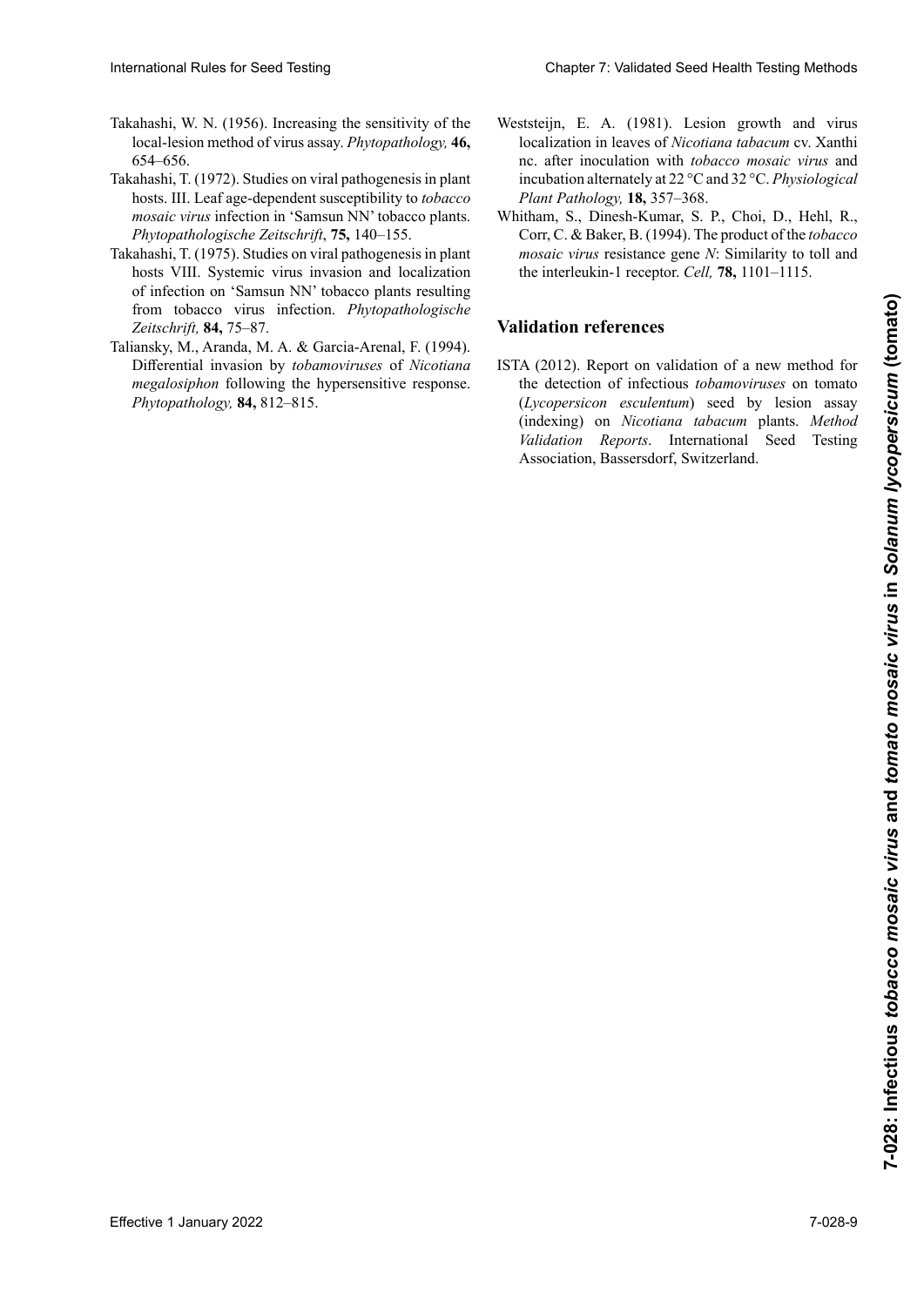Takahashi, W. N. (1956). Increasing the sensitivity of the local-lesion method of virus assay. *Phytopathology,* **46,** 654–656.

Takahashi, T. (1972). Studies on viral pathogenesis in plant hosts. III. Leaf age-dependent susceptibility to *tobacco mosaic virus* infection in 'Samsun NN' tobacco plants. *Phytopathologische Zeitschrift*, **75,** 140–155.

Takahashi, T. (1975). Studies on viral pathogenesis in plant hosts VIII. Systemic virus invasion and localization of infection on 'Samsun NN' tobacco plants resulting from tobacco virus infection. *Phytopathologische Zeitschrift,* **84,** 75–87.

Taliansky, M., Aranda, M. A. & Garcia-Arenal, F. (1994). Differential invasion by *tobamoviruses* of *Nicotiana megalosiphon* following the hypersensitive response. *Phytopathology,* **84,** 812–815.

Weststeijn, E. A. (1981). Lesion growth and virus localization in leaves of *Nicotiana tabacum* cv. Xanthi nc. after inoculation with *tobacco mosaic virus* and incubation alternately at 22 °C and 32 °C. *Physiological Plant Pathology,* **18,** 357–368.

Whitham, S., Dinesh-Kumar, S. P., Choi, D., Hehl, R., Corr, C. & Baker, B. (1994). The product of the *tobacco mosaic virus* resistance gene *N*: Similarity to toll and the interleukin-1 receptor. *Cell,* **78,** 1101–1115.

## Validation references

ISTA (2012). Report on validation of a new method for the detection of infectious *tobamoviruses* on tomato (*Lycopersicon esculentum*) seed by lesion assay (indexing) on *Nicotiana tabacum* plants. *Method Validation Reports*. International Seed Testing Association, Bassersdorf, Switzerland.